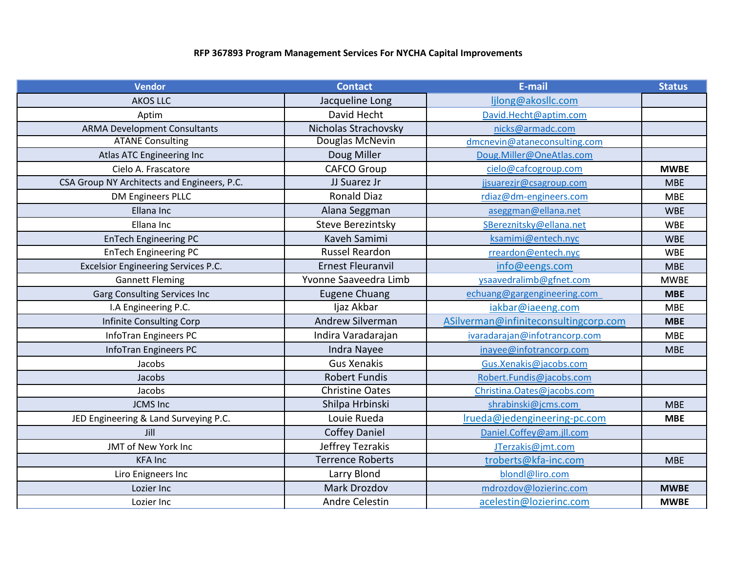**RFP 367893 Program Management Services For NYCHA Capital Improvements**

| Vendor | Contact | E-mail | Status |
|---|---|---|---|
| AKOS LLC | Jacqueline Long | ljlong@akosllc.com | |
| Aptim | David Hecht | David.Hecht@aptim.com | |
| ARMA Development Consultants | Nicholas Strachovsky | nicks@armadc.com | |
| ATANE Consulting | Douglas McNevin | dmcnevin@ataneconsulting.com | |
| Atlas ATC Engineering Inc | Doug Miller | Doug.Miller@OneAtlas.com | |
| Cielo A. Frascatore | CAFCO Group | cielo@cafcogroup.com | **MWBE** |
| CSA Group NY Architects and Engineers, P.C. | JJ Suarez Jr | jjsuarezjr@csagroup.com | MBE |
| DM Engineers PLLC | Ronald Diaz | rdiaz@dm-engineers.com | MBE |
| Ellana Inc | Alana Seggman | aseggman@ellana.net | WBE |
| Ellana Inc | Steve Berezintsky | SBereznitsky@ellana.net | WBE |
| EnTech Engineering PC | Kaveh Samimi | ksamimi@entech.nyc | WBE |
| EnTech Engineering PC | Russel Reardon | rreardon@entech.nyc | WBE |
| Excelsior Engineering Services P.C. | Ernest Fleuranvil | info@eengs.com | MBE |
| Gannett Fleming | Yvonne Saaveedra Limb | ysaavedralimb@gfnet.com | MWBE |
| Garg Consulting Services Inc | Eugene Chuang | echuang@gargengineering.com | **MBE** |
| I.A Engineering P.C. | Ijaz Akbar | iakbar@iaeeng.com | MBE |
| Infinite Consulting Corp | Andrew Silverman | ASilverman@infiniteconsultingcorp.com | **MBE** |
| InfoTran Engineers PC | Indira Varadarajan | ivaradarajan@infotrancorp.com | MBE |
| InfoTran Engineers PC | Indra Nayee | inayee@infotrancorp.com | MBE |
| Jacobs | Gus Xenakis | Gus.Xenakis@jacobs.com | |
| Jacobs | Robert Fundis | Robert.Fundis@jacobs.com | |
| Jacobs | Christine Oates | Christina.Oates@jacobs.com | |
| JCMS Inc | Shilpa Hrbinski | shrabinski@jcms.com | MBE |
| JED Engineering & Land Surveying P.C. | Louie Rueda | lrueda@jedengineering-pc.com | **MBE** |
| Jill | Coffey Daniel | Daniel.Coffey@am.jll.com | |
| JMT of New York Inc | Jeffrey Tezrakis | JTerzakis@jmt.com | |
| KFA Inc | Terrence Roberts | troberts@kfa-inc.com | MBE |
| Liro Enigneers Inc | Larry Blond | blondl@liro.com | |
| Lozier Inc | Mark Drozdov | mdrozdov@lozierinc.com | **MWBE** |
| Lozier Inc | Andre Celestin | acelestin@lozierinc.com | **MWBE** |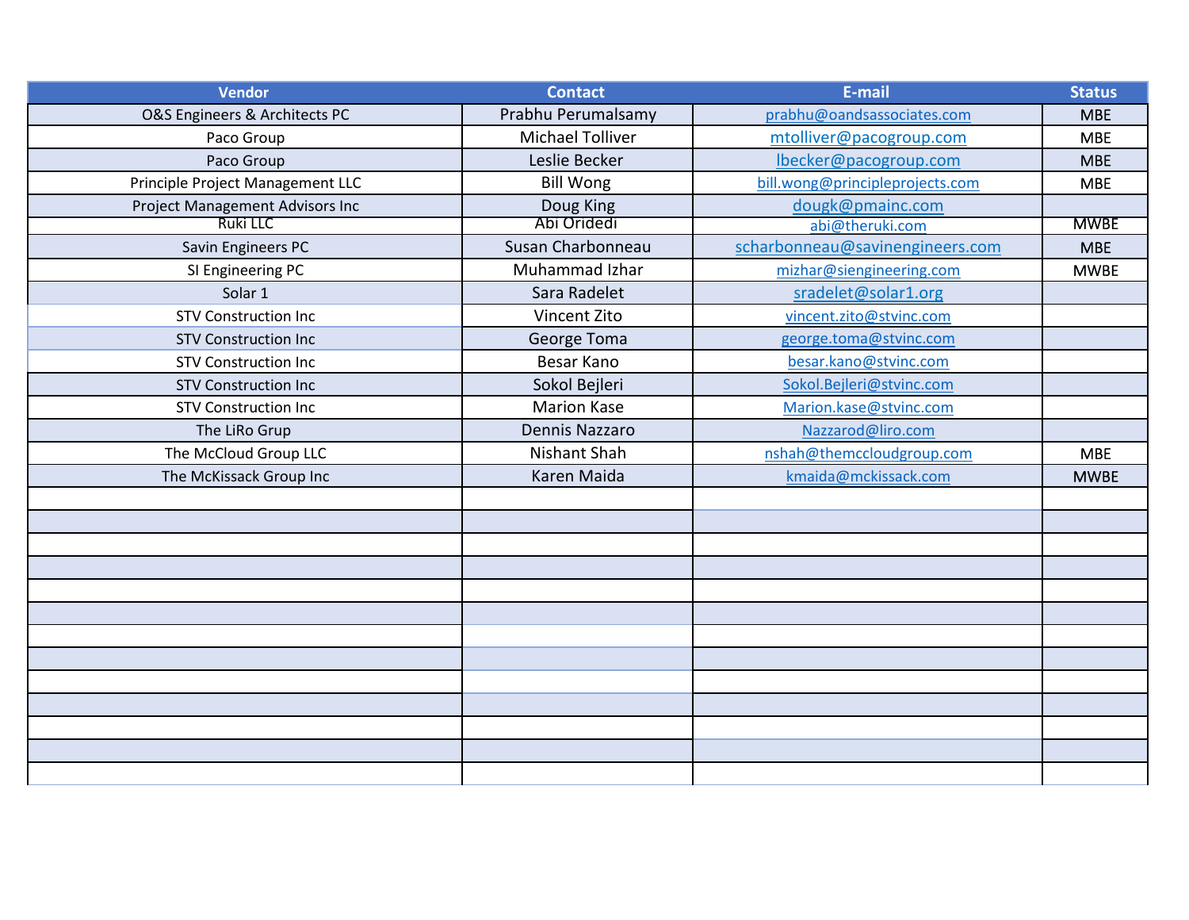| Vendor | Contact | E-mail | Status |
|---|---|---|---|
| O&S Engineers & Architects PC | Prabhu Perumalsamy | prabhu@oandsassociates.com | MBE |
| Paco Group | Michael Tolliver | mtolliver@pacogroup.com | MBE |
| Paco Group | Leslie Becker | lbecker@pacogroup.com | MBE |
| Principle Project Management LLC | Bill Wong | bill.wong@principleprojects.com | MBE |
| Project Management Advisors Inc | Doug King | dougk@pmainc.com | |
| Ruki LLC | Abi Oridedi | abi@theruki.com | MWBE |
| Savin Engineers PC | Susan Charbonneau | scharbonneau@savinengineers.com | MBE |
| SI Engineering PC | Muhammad Izhar | mizhar@siengineering.com | MWBE |
| Solar 1 | Sara Radelet | sradelet@solar1.org | |
| STV Construction Inc | Vincent Zito | vincent.zito@stvinc.com | |
| STV Construction Inc | George Toma | george.toma@stvinc.com | |
| STV Construction Inc | Besar Kano | besar.kano@stvinc.com | |
| STV Construction Inc | Sokol Bejleri | Sokol.Bejleri@stvinc.com | |
| STV Construction Inc | Marion Kase | Marion.kase@stvinc.com | |
| The LiRo Grup | Dennis Nazzaro | Nazzarod@liro.com | |
| The McCloud Group LLC | Nishant Shah | nshah@themccloudgroup.com | MBE |
| The McKissack Group Inc | Karen Maida | kmaida@mckissack.com | MWBE |